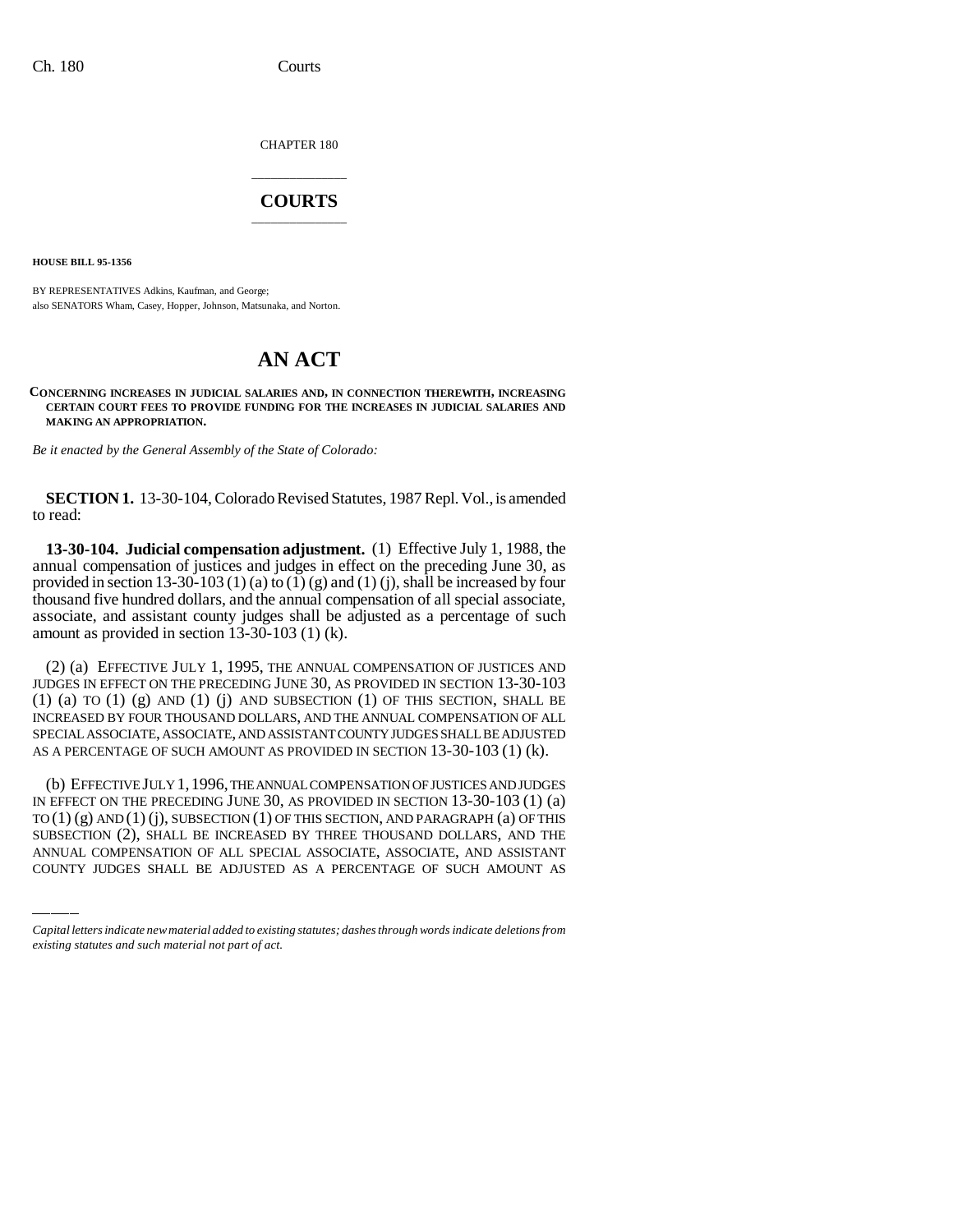CHAPTER 180

# COURTS

**HOUSE BILL 95-1356**

BY REPRESENTATIVES Adkins, Kaufman, and George;
also SENATORS Wham, Casey, Hopper, Johnson, Matsunaka, and Norton.

# AN ACT

**CONCERNING INCREASES IN JUDICIAL SALARIES AND, IN CONNECTION THEREWITH, INCREASING CERTAIN COURT FEES TO PROVIDE FUNDING FOR THE INCREASES IN JUDICIAL SALARIES AND MAKING AN APPROPRIATION.**

*Be it enacted by the General Assembly of the State of Colorado:*

**SECTION 1.** 13-30-104, Colorado Revised Statutes, 1987 Repl. Vol., is amended to read:

**13-30-104. Judicial compensation adjustment.** (1) Effective July 1, 1988, the annual compensation of justices and judges in effect on the preceding June 30, as provided in section 13-30-103 (1) (a) to (1) (g) and (1) (j), shall be increased by four thousand five hundred dollars, and the annual compensation of all special associate, associate, and assistant county judges shall be adjusted as a percentage of such amount as provided in section 13-30-103 (1) (k).

(2) (a) EFFECTIVE JULY 1, 1995, THE ANNUAL COMPENSATION OF JUSTICES AND JUDGES IN EFFECT ON THE PRECEDING JUNE 30, AS PROVIDED IN SECTION 13-30-103 (1) (a) TO (1) (g) AND (1) (j) AND SUBSECTION (1) OF THIS SECTION, SHALL BE INCREASED BY FOUR THOUSAND DOLLARS, AND THE ANNUAL COMPENSATION OF ALL SPECIAL ASSOCIATE, ASSOCIATE, AND ASSISTANT COUNTY JUDGES SHALL BE ADJUSTED AS A PERCENTAGE OF SUCH AMOUNT AS PROVIDED IN SECTION 13-30-103 (1) (k).

(b) EFFECTIVE JULY 1, 1996, THE ANNUAL COMPENSATION OF JUSTICES AND JUDGES IN EFFECT ON THE PRECEDING JUNE 30, AS PROVIDED IN SECTION 13-30-103 (1) (a) TO (1) (g) AND (1) (j), SUBSECTION (1) OF THIS SECTION, AND PARAGRAPH (a) OF THIS SUBSECTION (2), SHALL BE INCREASED BY THREE THOUSAND DOLLARS, AND THE ANNUAL COMPENSATION OF ALL SPECIAL ASSOCIATE, ASSOCIATE, AND ASSISTANT COUNTY JUDGES SHALL BE ADJUSTED AS A PERCENTAGE OF SUCH AMOUNT AS

*Capital letters indicate new material added to existing statutes; dashes through words indicate deletions from existing statutes and such material not part of act.*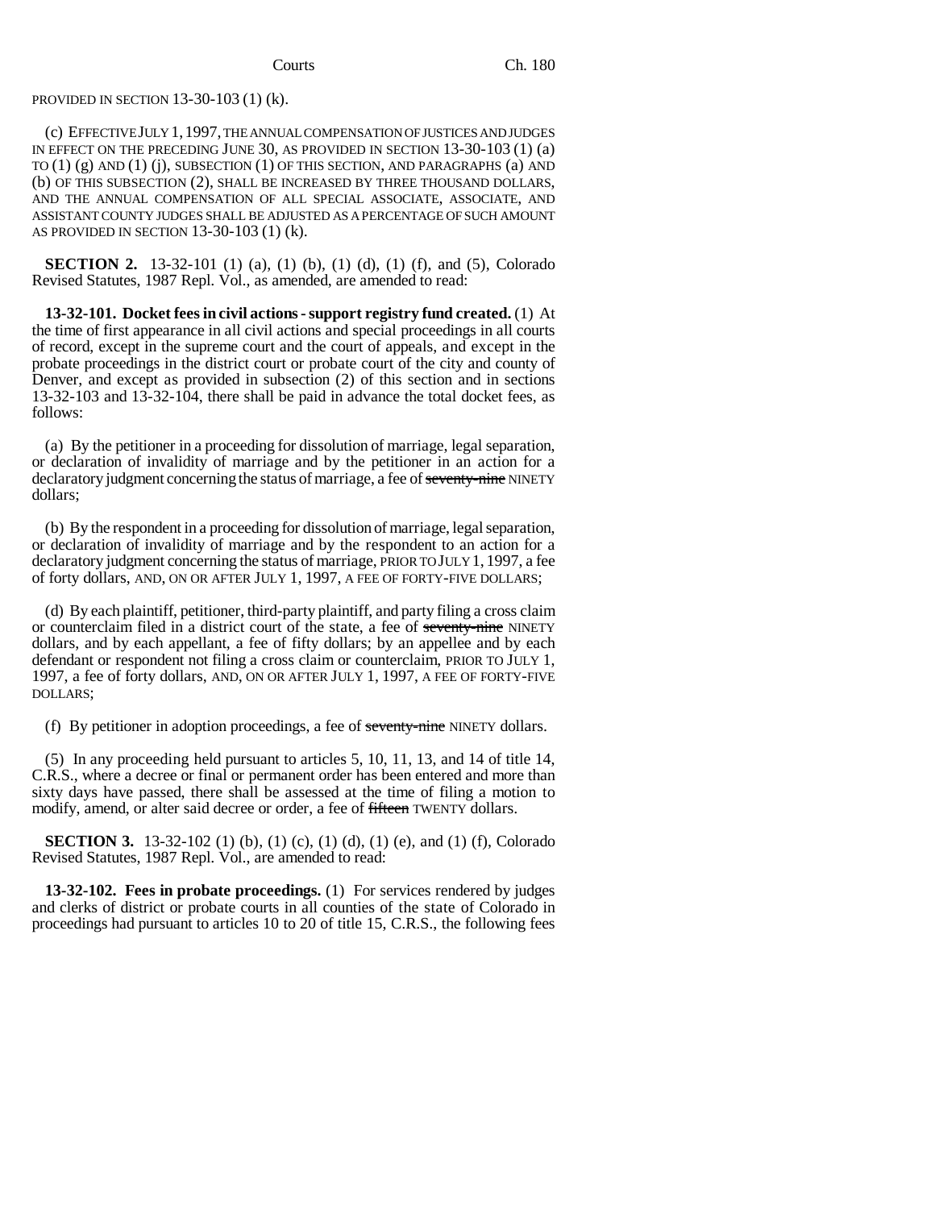PROVIDED IN SECTION 13-30-103 (1) (k).

(c) EFFECTIVE JULY 1, 1997, THE ANNUAL COMPENSATION OF JUSTICES AND JUDGES IN EFFECT ON THE PRECEDING JUNE 30, AS PROVIDED IN SECTION 13-30-103 (1) (a) TO (1) (g) AND (1) (j), SUBSECTION (1) OF THIS SECTION, AND PARAGRAPHS (a) AND (b) OF THIS SUBSECTION (2), SHALL BE INCREASED BY THREE THOUSAND DOLLARS, AND THE ANNUAL COMPENSATION OF ALL SPECIAL ASSOCIATE, ASSOCIATE, AND ASSISTANT COUNTY JUDGES SHALL BE ADJUSTED AS A PERCENTAGE OF SUCH AMOUNT AS PROVIDED IN SECTION 13-30-103 (1) (k).

**SECTION 2.** 13-32-101 (1) (a), (1) (b), (1) (d), (1) (f), and (5), Colorado Revised Statutes, 1987 Repl. Vol., as amended, are amended to read:

**13-32-101. Docket fees in civil actions - support registry fund created.** (1) At the time of first appearance in all civil actions and special proceedings in all courts of record, except in the supreme court and the court of appeals, and except in the probate proceedings in the district court or probate court of the city and county of Denver, and except as provided in subsection (2) of this section and in sections 13-32-103 and 13-32-104, there shall be paid in advance the total docket fees, as follows:

(a) By the petitioner in a proceeding for dissolution of marriage, legal separation, or declaration of invalidity of marriage and by the petitioner in an action for a declaratory judgment concerning the status of marriage, a fee of ~~seventy-nine~~ NINETY dollars;

(b) By the respondent in a proceeding for dissolution of marriage, legal separation, or declaration of invalidity of marriage and by the respondent to an action for a declaratory judgment concerning the status of marriage, PRIOR TO JULY 1, 1997, a fee of forty dollars, AND, ON OR AFTER JULY 1, 1997, A FEE OF FORTY-FIVE DOLLARS;

(d) By each plaintiff, petitioner, third-party plaintiff, and party filing a cross claim or counterclaim filed in a district court of the state, a fee of ~~seventy-nine~~ NINETY dollars, and by each appellant, a fee of fifty dollars; by an appellee and by each defendant or respondent not filing a cross claim or counterclaim, PRIOR TO JULY 1, 1997, a fee of forty dollars, AND, ON OR AFTER JULY 1, 1997, A FEE OF FORTY-FIVE DOLLARS;

(f) By petitioner in adoption proceedings, a fee of ~~seventy-nine~~ NINETY dollars.

(5) In any proceeding held pursuant to articles 5, 10, 11, 13, and 14 of title 14, C.R.S., where a decree or final or permanent order has been entered and more than sixty days have passed, there shall be assessed at the time of filing a motion to modify, amend, or alter said decree or order, a fee of ~~fifteen~~ TWENTY dollars.

**SECTION 3.** 13-32-102 (1) (b), (1) (c), (1) (d), (1) (e), and (1) (f), Colorado Revised Statutes, 1987 Repl. Vol., are amended to read:

**13-32-102. Fees in probate proceedings.** (1) For services rendered by judges and clerks of district or probate courts in all counties of the state of Colorado in proceedings had pursuant to articles 10 to 20 of title 15, C.R.S., the following fees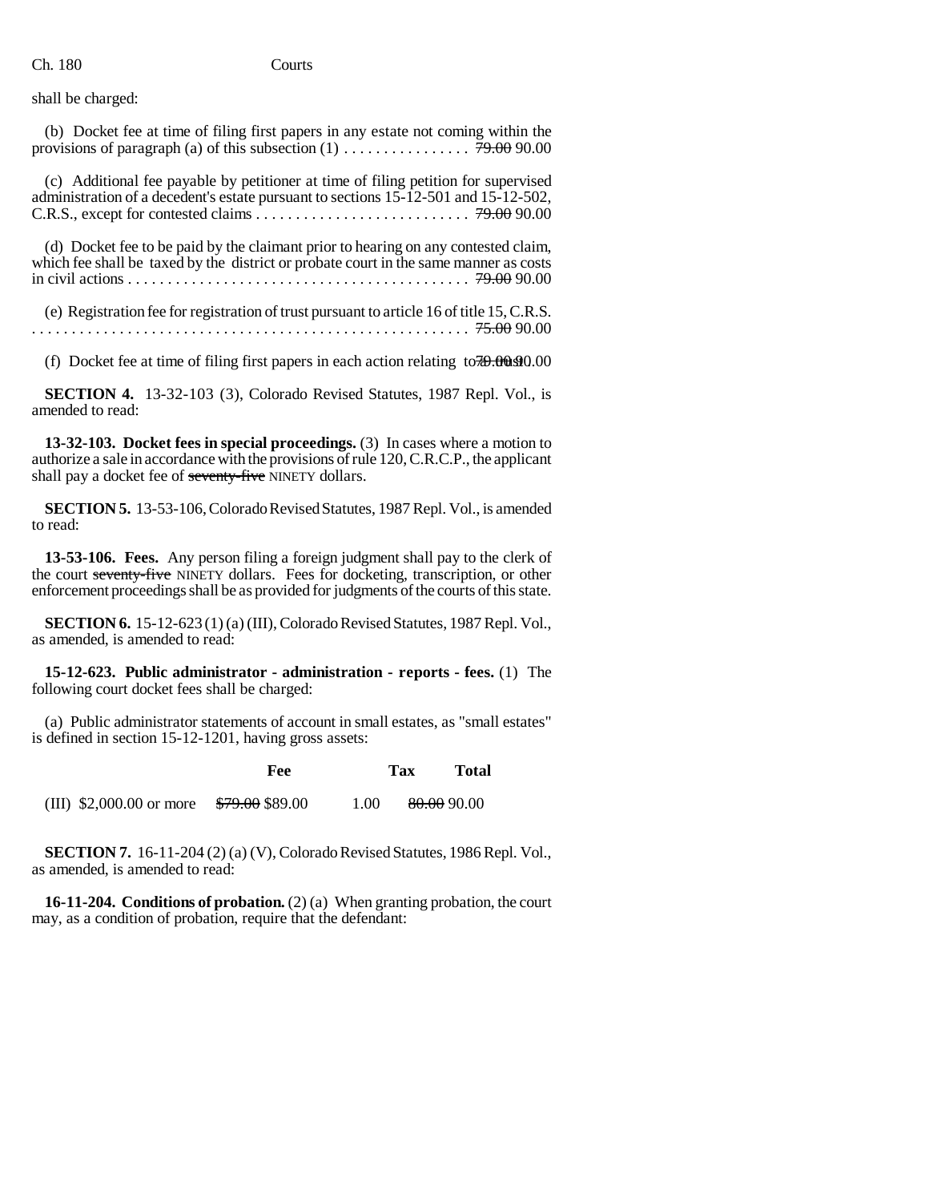shall be charged:

(b) Docket fee at time of filing first papers in any estate not coming within the provisions of paragraph (a) of this subsection (1) . . . . . . . . . . . . . . . . ~~79.00~~ 90.00

(c) Additional fee payable by petitioner at time of filing petition for supervised administration of a decedent's estate pursuant to sections 15-12-501 and 15-12-502, C.R.S., except for contested claims . . . . . . . . . . . . . . . . . . . . . . . . . . ~~79.00~~ 90.00

(d) Docket fee to be paid by the claimant prior to hearing on any contested claim, which fee shall be taxed by the district or probate court in the same manner as costs in civil actions . . . . . . . . . . . . . . . . . . . . . . . . . . . . . . . . . . . . . . . . . . ~~79.00~~ 90.00

(e) Registration fee for registration of trust pursuant to article 16 of title 15, C.R.S. . . . . . . . . . . . . . . . . . . . . . . . . . . . . . . . . . . . . . . . . . . . . . . . . . . . . ~~75.00~~ 90.00

(f) Docket fee at time of filing first papers in each action relating to trusts ~~79.00~~ 90.00

**SECTION 4.** 13-32-103 (3), Colorado Revised Statutes, 1987 Repl. Vol., is amended to read:

**13-32-103. Docket fees in special proceedings.** (3) In cases where a motion to authorize a sale in accordance with the provisions of rule 120, C.R.C.P., the applicant shall pay a docket fee of ~~seventy-five~~ NINETY dollars.

**SECTION 5.** 13-53-106, Colorado Revised Statutes, 1987 Repl. Vol., is amended to read:

**13-53-106. Fees.** Any person filing a foreign judgment shall pay to the clerk of the court ~~seventy-five~~ NINETY dollars. Fees for docketing, transcription, or other enforcement proceedings shall be as provided for judgments of the courts of this state.

**SECTION 6.** 15-12-623 (1) (a) (III), Colorado Revised Statutes, 1987 Repl. Vol., as amended, is amended to read:

**15-12-623. Public administrator - administration - reports - fees.** (1) The following court docket fees shall be charged:

(a) Public administrator statements of account in small estates, as "small estates" is defined in section 15-12-1201, having gross assets:

| | Fee | Tax | Total |
|---|---|---|---|
| (III) $2,000.00 or more | ~~$79.00~~ $89.00 | 1.00 | ~~80.00~~ 90.00 |

**SECTION 7.** 16-11-204 (2) (a) (V), Colorado Revised Statutes, 1986 Repl. Vol., as amended, is amended to read:

**16-11-204. Conditions of probation.** (2) (a) When granting probation, the court may, as a condition of probation, require that the defendant: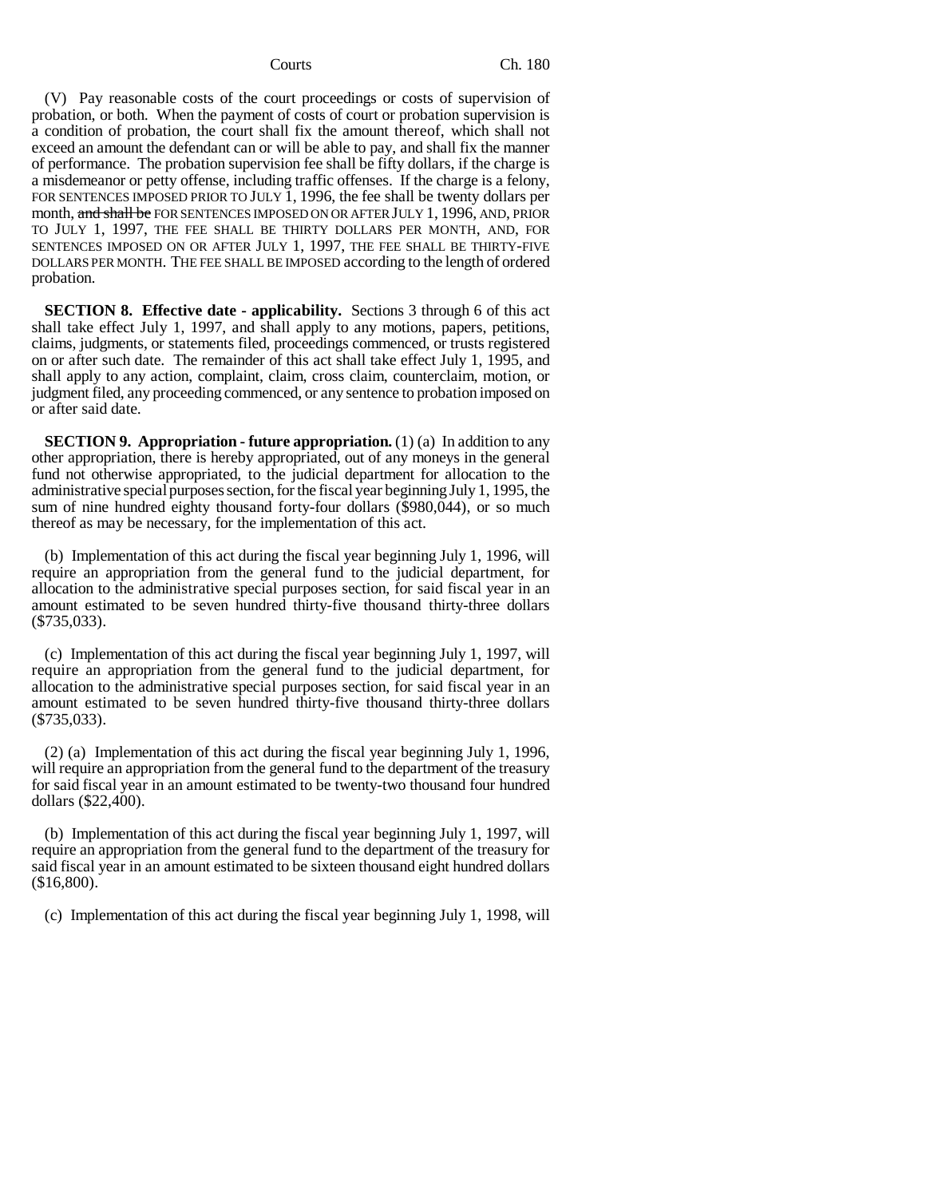(V) Pay reasonable costs of the court proceedings or costs of supervision of probation, or both. When the payment of costs of court or probation supervision is a condition of probation, the court shall fix the amount thereof, which shall not exceed an amount the defendant can or will be able to pay, and shall fix the manner of performance. The probation supervision fee shall be fifty dollars, if the charge is a misdemeanor or petty offense, including traffic offenses. If the charge is a felony, FOR SENTENCES IMPOSED PRIOR TO JULY 1, 1996, the fee shall be twenty dollars per month, ~~and shall be~~ FOR SENTENCES IMPOSED ON OR AFTER JULY 1, 1996, AND, PRIOR TO JULY 1, 1997, THE FEE SHALL BE THIRTY DOLLARS PER MONTH, AND, FOR SENTENCES IMPOSED ON OR AFTER JULY 1, 1997, THE FEE SHALL BE THIRTY-FIVE DOLLARS PER MONTH. THE FEE SHALL BE IMPOSED according to the length of ordered probation.

**SECTION 8. Effective date - applicability.** Sections 3 through 6 of this act shall take effect July 1, 1997, and shall apply to any motions, papers, petitions, claims, judgments, or statements filed, proceedings commenced, or trusts registered on or after such date. The remainder of this act shall take effect July 1, 1995, and shall apply to any action, complaint, claim, cross claim, counterclaim, motion, or judgment filed, any proceeding commenced, or any sentence to probation imposed on or after said date.

**SECTION 9. Appropriation - future appropriation.** (1) (a) In addition to any other appropriation, there is hereby appropriated, out of any moneys in the general fund not otherwise appropriated, to the judicial department for allocation to the administrative special purposes section, for the fiscal year beginning July 1, 1995, the sum of nine hundred eighty thousand forty-four dollars ($980,044), or so much thereof as may be necessary, for the implementation of this act.

(b) Implementation of this act during the fiscal year beginning July 1, 1996, will require an appropriation from the general fund to the judicial department, for allocation to the administrative special purposes section, for said fiscal year in an amount estimated to be seven hundred thirty-five thousand thirty-three dollars ($735,033).

(c) Implementation of this act during the fiscal year beginning July 1, 1997, will require an appropriation from the general fund to the judicial department, for allocation to the administrative special purposes section, for said fiscal year in an amount estimated to be seven hundred thirty-five thousand thirty-three dollars ($735,033).

(2) (a) Implementation of this act during the fiscal year beginning July 1, 1996, will require an appropriation from the general fund to the department of the treasury for said fiscal year in an amount estimated to be twenty-two thousand four hundred dollars ($22,400).

(b) Implementation of this act during the fiscal year beginning July 1, 1997, will require an appropriation from the general fund to the department of the treasury for said fiscal year in an amount estimated to be sixteen thousand eight hundred dollars ($16,800).

(c) Implementation of this act during the fiscal year beginning July 1, 1998, will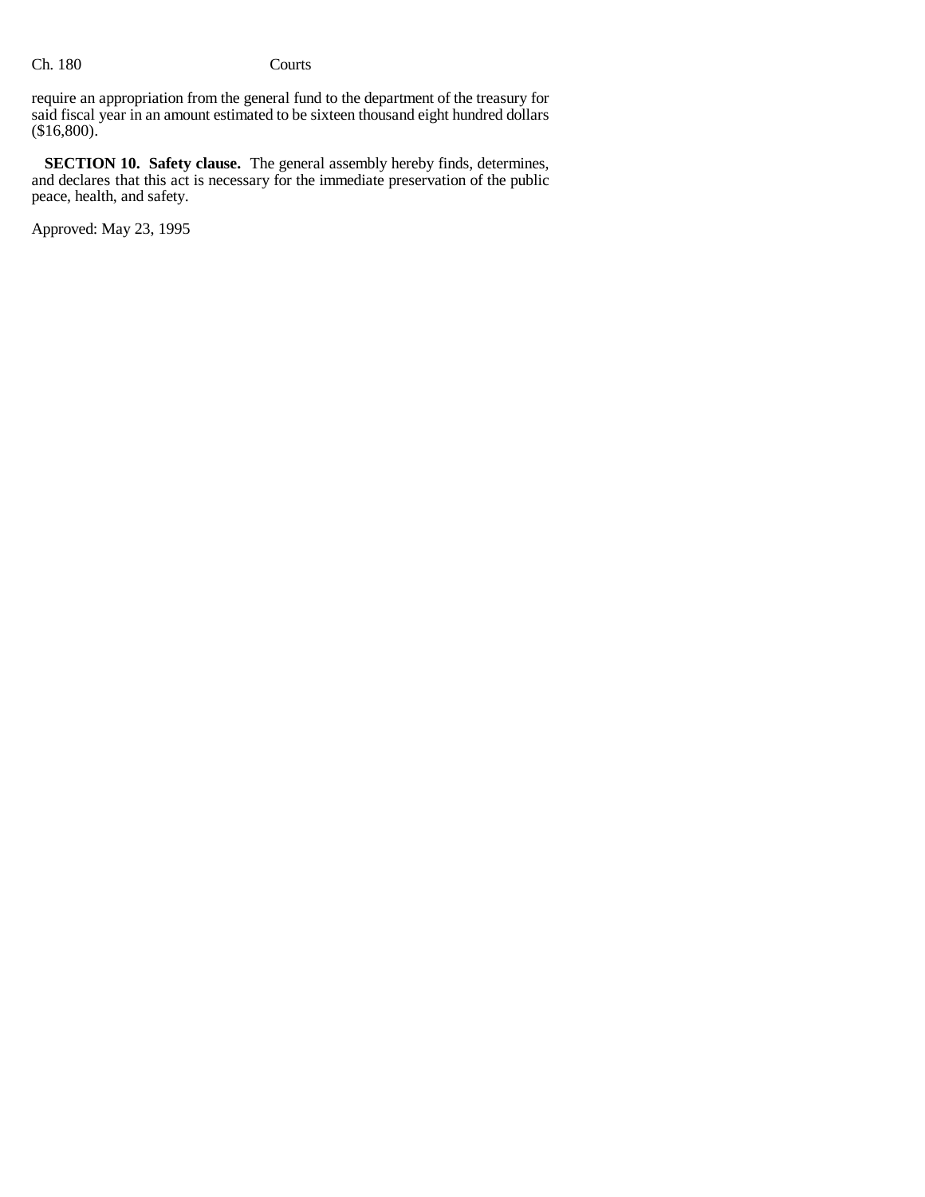require an appropriation from the general fund to the department of the treasury for said fiscal year in an amount estimated to be sixteen thousand eight hundred dollars ($16,800).

**SECTION 10. Safety clause.** The general assembly hereby finds, determines, and declares that this act is necessary for the immediate preservation of the public peace, health, and safety.

Approved: May 23, 1995